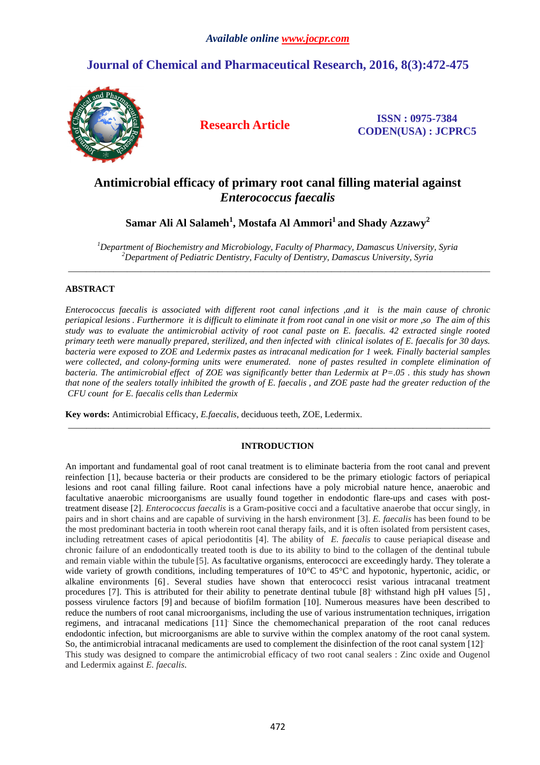# Antimicrobial efficacy of primary root canal filling material against *Enterococcus faecalis*

**Samar Ali Al Salameh[1], Mostafa Al Ammori[1] and Shady Azzawy[2]**

[1]*Department of Biochemistry and Microbiology, Faculty of Pharmacy, Damascus University, Syria*
[2]*Department of Pediatric Dentistry, Faculty of Dentistry, Damascus University, Syria*

---

## ABSTRACT

*Enterococcus faecalis is associated with different root canal infections ,and it is the main cause of chronic periapical lesions . Furthermore it is difficult to eliminate it from root canal in one visit or more ,so The aim of this study was to evaluate the antimicrobial activity of root canal paste on E. faecalis. 42 extracted single rooted primary teeth were manually prepared, sterilized, and then infected with clinical isolates of E. faecalis for 30 days. bacteria were exposed to ZOE and Ledermix pastes as intracanal medication for 1 week. Finally bacterial samples were collected, and colony-forming units were enumerated. none of pastes resulted in complete elimination of bacteria. The antimicrobial effect of ZOE was significantly better than Ledermix at P=.05 . this study has shown that none of the sealers totally inhibited the growth of E. faecalis , and ZOE paste had the greater reduction of the CFU count for E. faecalis cells than Ledermix*

**Key words:** Antimicrobial Efficacy, *E.faecalis*, deciduous teeth, ZOE, Ledermix.

---

## INTRODUCTION

An important and fundamental goal of root canal treatment is to eliminate bacteria from the root canal and prevent reinfection [1], because bacteria or their products are considered to be the primary etiologic factors of periapical lesions and root canal filling failure. Root canal infections have a poly microbial nature hence, anaerobic and facultative anaerobic microorganisms are usually found together in endodontic flare-ups and cases with post-treatment disease [2]. *Enterococcus faecalis* is a Gram-positive cocci and a facultative anaerobe that occur singly, in pairs and in short chains and are capable of surviving in the harsh environment [3]. *E. faecalis* has been found to be the most predominant bacteria in tooth wherein root canal therapy fails, and it is often isolated from persistent cases, including retreatment cases of apical periodontitis [4]. The ability of *E. faecalis* to cause periapical disease and chronic failure of an endodontically treated tooth is due to its ability to bind to the collagen of the dentinal tubule and remain viable within the tubule [5]. As facultative organisms, enterococci are exceedingly hardy. They tolerate a wide variety of growth conditions, including temperatures of 10°C to 45°C and hypotonic, hypertonic, acidic, or alkaline environments [6]. Several studies have shown that enterococci resist various intracanal treatment procedures [7]. This is attributed for their ability to penetrate dentinal tubule [8]. withstand high pH values [5] , possess virulence factors [9] and because of biofilm formation [10]. Numerous measures have been described to reduce the numbers of root canal microorganisms, including the use of various instrumentation techniques, irrigation regimens, and intracanal medications [11]. Since the chemomechanical preparation of the root canal reduces endodontic infection, but microorganisms are able to survive within the complex anatomy of the root canal system. So, the antimicrobial intracanal medicaments are used to complement the disinfection of the root canal system [12].
This study was designed to compare the antimicrobial efficacy of two root canal sealers : Zinc oxide and Ougenol and Ledermix against *E. faecalis.*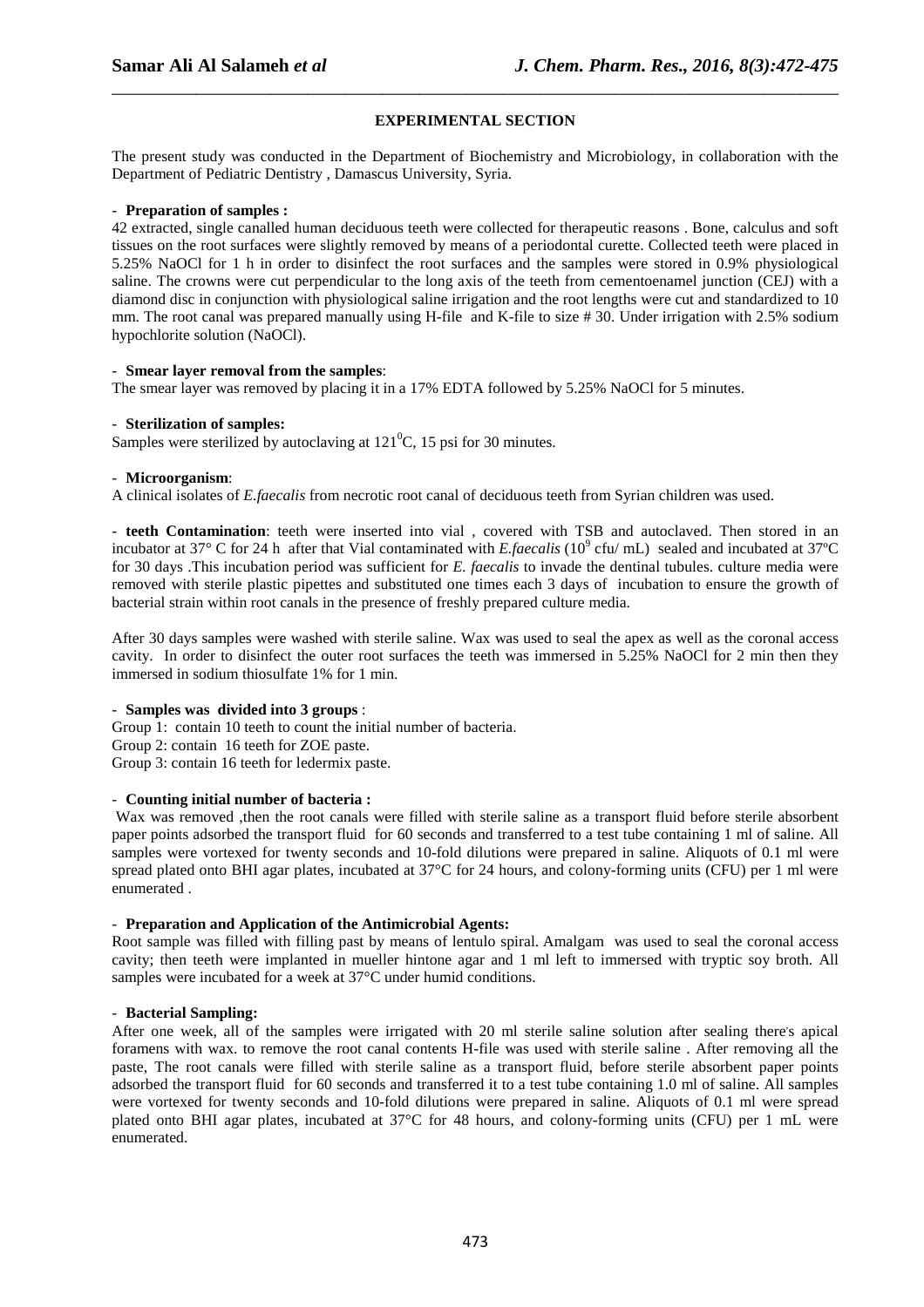## EXPERIMENTAL SECTION

The present study was conducted in the Department of Biochemistry and Microbiology, in collaboration with the Department of Pediatric Dentistry , Damascus University, Syria.

- **Preparation of samples :**

42 extracted, single canalled human deciduous teeth were collected for therapeutic reasons . Bone, calculus and soft tissues on the root surfaces were slightly removed by means of a periodontal curette. Collected teeth were placed in 5.25% NaOCl for 1 h in order to disinfect the root surfaces and the samples were stored in 0.9% physiological saline. The crowns were cut perpendicular to the long axis of the teeth from cementoenamel junction (CEJ) with a diamond disc in conjunction with physiological saline irrigation and the root lengths were cut and standardized to 10 mm. The root canal was prepared manually using H-file and K-file to size # 30. Under irrigation with 2.5% sodium hypochlorite solution (NaOCl).

- **Smear layer removal from the samples**:

The smear layer was removed by placing it in a 17% EDTA followed by 5.25% NaOCl for 5 minutes.

- **Sterilization of samples:**

Samples were sterilized by autoclaving at $121^{0}$C, 15 psi for 30 minutes.

- **Microorganism**:

A clinical isolates of *E.faecalis* from necrotic root canal of deciduous teeth from Syrian children was used.

- **teeth Contamination**: teeth were inserted into vial , covered with TSB and autoclaved. Then stored in an incubator at 37° C for 24 h after that Vial contaminated with *E.faecalis* ($10^{9}$ cfu/ mL) sealed and incubated at 37ºC for 30 days .This incubation period was sufficient for *E. faecalis* to invade the dentinal tubules. culture media were removed with sterile plastic pipettes and substituted one times each 3 days of incubation to ensure the growth of bacterial strain within root canals in the presence of freshly prepared culture media.

After 30 days samples were washed with sterile saline. Wax was used to seal the apex as well as the coronal access cavity. In order to disinfect the outer root surfaces the teeth was immersed in 5.25% NaOCl for 2 min then they immersed in sodium thiosulfate 1% for 1 min.

- **Samples was divided into 3 groups** :

Group 1: contain 10 teeth to count the initial number of bacteria.
Group 2: contain 16 teeth for ZOE paste.
Group 3: contain 16 teeth for ledermix paste.

- **Counting initial number of bacteria :**

Wax was removed ,then the root canals were filled with sterile saline as a transport fluid before sterile absorbent paper points adsorbed the transport fluid for 60 seconds and transferred to a test tube containing 1 ml of saline. All samples were vortexed for twenty seconds and 10-fold dilutions were prepared in saline. Aliquots of 0.1 ml were spread plated onto BHI agar plates, incubated at 37°C for 24 hours, and colony-forming units (CFU) per 1 ml were enumerated .

- **Preparation and Application of the Antimicrobial Agents:**

Root sample was filled with filling past by means of lentulo spiral. Amalgam was used to seal the coronal access cavity; then teeth were implanted in mueller hintone agar and 1 ml left to immersed with tryptic soy broth. All samples were incubated for a week at 37°C under humid conditions.

- **Bacterial Sampling:**

After one week, all of the samples were irrigated with 20 ml sterile saline solution after sealing there's apical foramens with wax. to remove the root canal contents H-file was used with sterile saline . After removing all the paste, The root canals were filled with sterile saline as a transport fluid, before sterile absorbent paper points adsorbed the transport fluid for 60 seconds and transferred it to a test tube containing 1.0 ml of saline. All samples were vortexed for twenty seconds and 10-fold dilutions were prepared in saline. Aliquots of 0.1 ml were spread plated onto BHI agar plates, incubated at 37°C for 48 hours, and colony-forming units (CFU) per 1 mL were enumerated.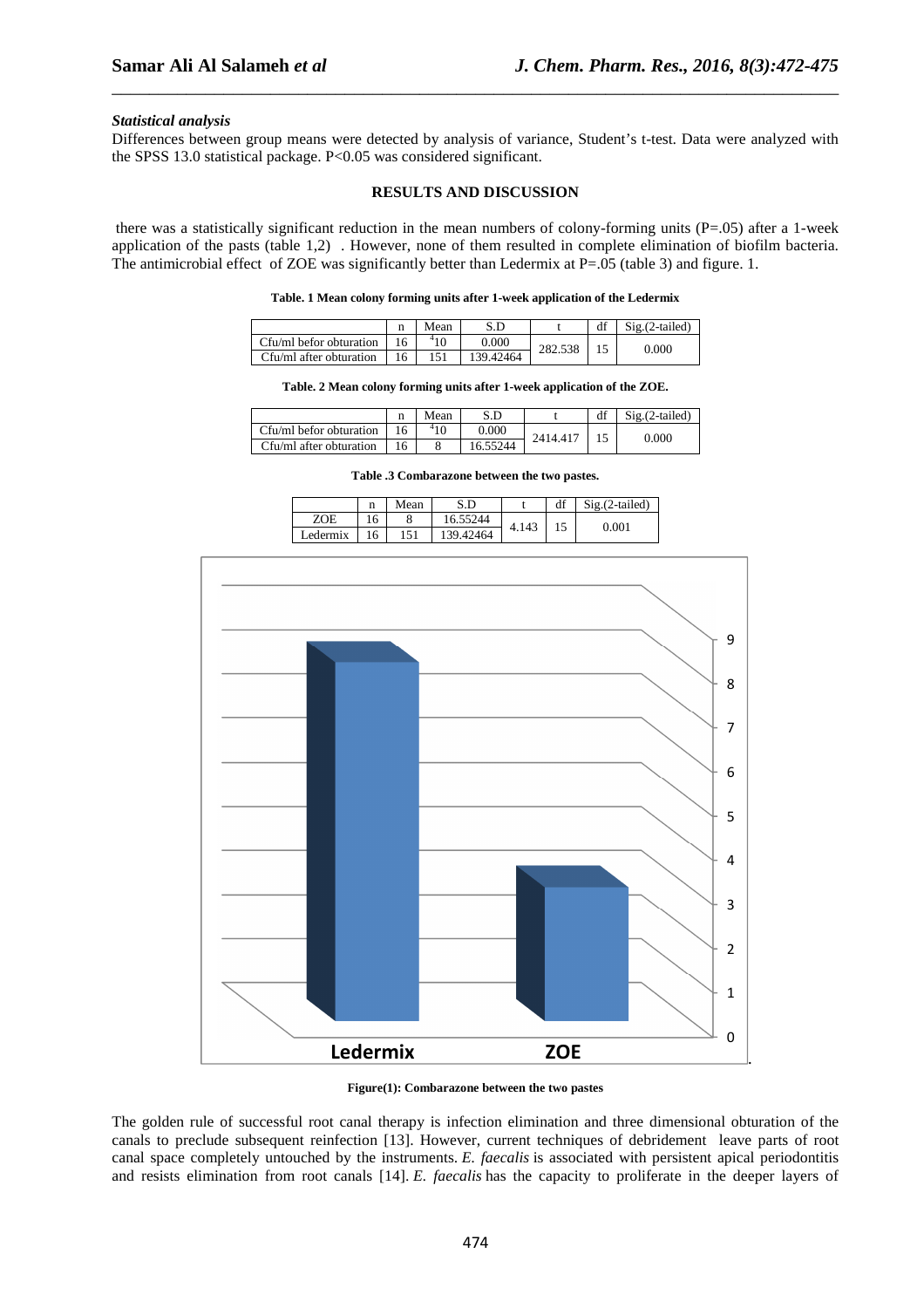### *Statistical analysis*

Differences between group means were detected by analysis of variance, Student's t-test. Data were analyzed with the SPSS 13.0 statistical package. P<0.05 was considered significant.

## RESULTS AND DISCUSSION

there was a statistically significant reduction in the mean numbers of colony-forming units (P=.05) after a 1-week application of the pasts (table 1,2) . However, none of them resulted in complete elimination of biofilm bacteria. The antimicrobial effect of ZOE was significantly better than Ledermix at P=.05 (table 3) and figure. 1.

**Table. 1 Mean colony forming units after 1-week application of the Ledermix**

| | n | Mean | S.D | t | df | Sig.(2-tailed) |
|---|---|---|---|---|---|---|
| Cfu/ml befor obturation | 16 | $^{4}10$ | 0.000 | 282.538 | 15 | 0.000 |
| Cfu/ml after obturation | 16 | 151 | 139.42464 | | | |

**Table. 2 Mean colony forming units after 1-week application of the ZOE.**

| | n | Mean | S.D | t | df | Sig.(2-tailed) |
|---|---|---|---|---|---|---|
| Cfu/ml befor obturation | 16 | $^{4}10$ | 0.000 | 2414.417 | 15 | 0.000 |
| Cfu/ml after obturation | 16 | 8 | 16.55244 | | | |

**Table .3 Combarazone between the two pastes.**

| | n | Mean | S.D | t | df | Sig.(2-tailed) |
|---|---|---|---|---|---|---|
| ZOE | 16 | 8 | 16.55244 | 4.143 | 15 | 0.001 |
| Ledermix | 16 | 151 | 139.42464 | | | |

**Figure(1): Combarazone between the two pastes**

The golden rule of successful root canal therapy is infection elimination and three dimensional obturation of the canals to preclude subsequent reinfection [13]. However, current techniques of debridement leave parts of root canal space completely untouched by the instruments. *E. faecalis* is associated with persistent apical periodontitis and resists elimination from root canals [14]. *E. faecalis* has the capacity to proliferate in the deeper layers of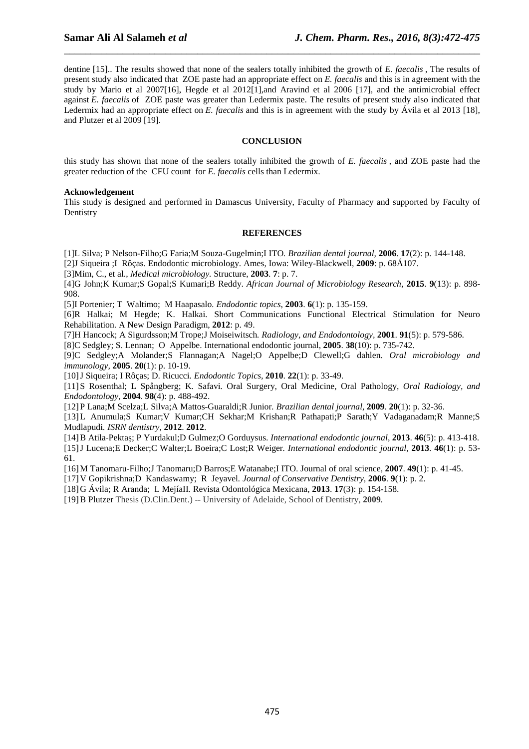dentine [15].. The results showed that none of the sealers totally inhibited the growth of *E. faecalis* , The results of present study also indicated that ZOE paste had an appropriate effect on *E. faecalis* and this is in agreement with the study by Mario et al 2007[16], Hegde et al 2012[1],and Aravind et al 2006 [17], and the antimicrobial effect against *E. faecalis* of ZOE paste was greater than Ledermix paste. The results of present study also indicated that Ledermix had an appropriate effect on *E. faecalis* and this is in agreement with the study by Ávila et al 2013 [18], and Plutzer et al 2009 [19].

## CONCLUSION

this study has shown that none of the sealers totally inhibited the growth of *E. faecalis* , and ZOE paste had the greater reduction of the CFU count for *E. faecalis* cells than Ledermix.

**Acknowledgement**

This study is designed and performed in Damascus University, Faculty of Pharmacy and supported by Faculty of Dentistry

## REFERENCES

[1]L Silva; P Nelson-Filho;G Faria;M Souza-Gugelmin;I ITO. *Brazilian dental journal,* **2006**. **17**(2): p. 144-148.

[2]J Siqueira ;I Rôças. Endodontic microbiology. Ames, Iowa: Wiley-Blackwell, **2009**: p. 68Á107.

[3]Mim, C., et al., *Medical microbiology.* Structure, **2003**. **7**: p. 7.

[4]G John;K Kumar;S Gopal;S Kumari;B Reddy. *African Journal of Microbiology Research*, **2015**. **9**(13): p. 898-908.

[5]I Portenier; T Waltimo; M Haapasalo. *Endodontic topics,* **2003**. **6**(1): p. 135-159.

[6]R Halkai; M Hegde; K. Halkai. Short Communications Functional Electrical Stimulation for Neuro Rehabilitation. A New Design Paradigm, **2012**: p. 49.

[7]H Hancock; A Sigurdsson;M Trope;J Moiseiwitsch. *Radiology, and Endodontology,* **2001**. **91**(5): p. 579-586.

[8]C Sedgley; S. Lennan; O Appelbe. International endodontic journal, **2005**. **38**(10): p. 735-742.

[9]C Sedgley;A Molander;S Flannagan;A Nagel;O Appelbe;D Clewell;G dahlen. *Oral microbiology and immunology,* **2005**. **20**(1): p. 10-19.

[10]J Siqueira; I Rôças; D. Ricucci. *Endodontic Topics,* **2010**. **22**(1): p. 33-49.

[11]S Rosenthal; L Spångberg; K. Safavi. Oral Surgery, Oral Medicine, Oral Pathology, *Oral Radiology, and Endodontology,* **2004**. **98**(4): p. 488-492.

[12]P Lana;M Scelza;L Silva;A Mattos-Guaraldi;R Junior. *Brazilian dental journal,* **2009**. **20**(1): p. 32-36.

[13]L Anumula;S Kumar;V Kumar;CH Sekhar;M Krishan;R Pathapati;P Sarath;Y Vadaganadam;R Manne;S Mudlapudi. *ISRN dentistry,* **2012**. **2012**.

[14]B Atila-Pektaş; P Yurdakul;D Gulmez;O Gorduysus. *International endodontic journal*, **2013**. **46**(5): p. 413-418.

[15]J Lucena;E Decker;C Walter;L Boeira;C Lost;R Weiger. *International endodontic journal,* **2013**. **46**(1): p. 53-61.

[16]M Tanomaru-Filho;J Tanomaru;D Barros;E Watanabe;I ITO. Journal of oral science, **2007**. **49**(1): p. 41-45.

[17]V Gopikrishna;D Kandaswamy; R Jeyavel. *Journal of Conservative Dentistry,* **2006**. **9**(1): p. 2.

[18]G Ávila; R Aranda; L MejíaII. Revista Odontológica Mexicana, **2013**. **17**(3): p. 154-158.

[19]B Plutzer Thesis (D.Clin.Dent.) -- University of Adelaide, School of Dentistry, **2009**.